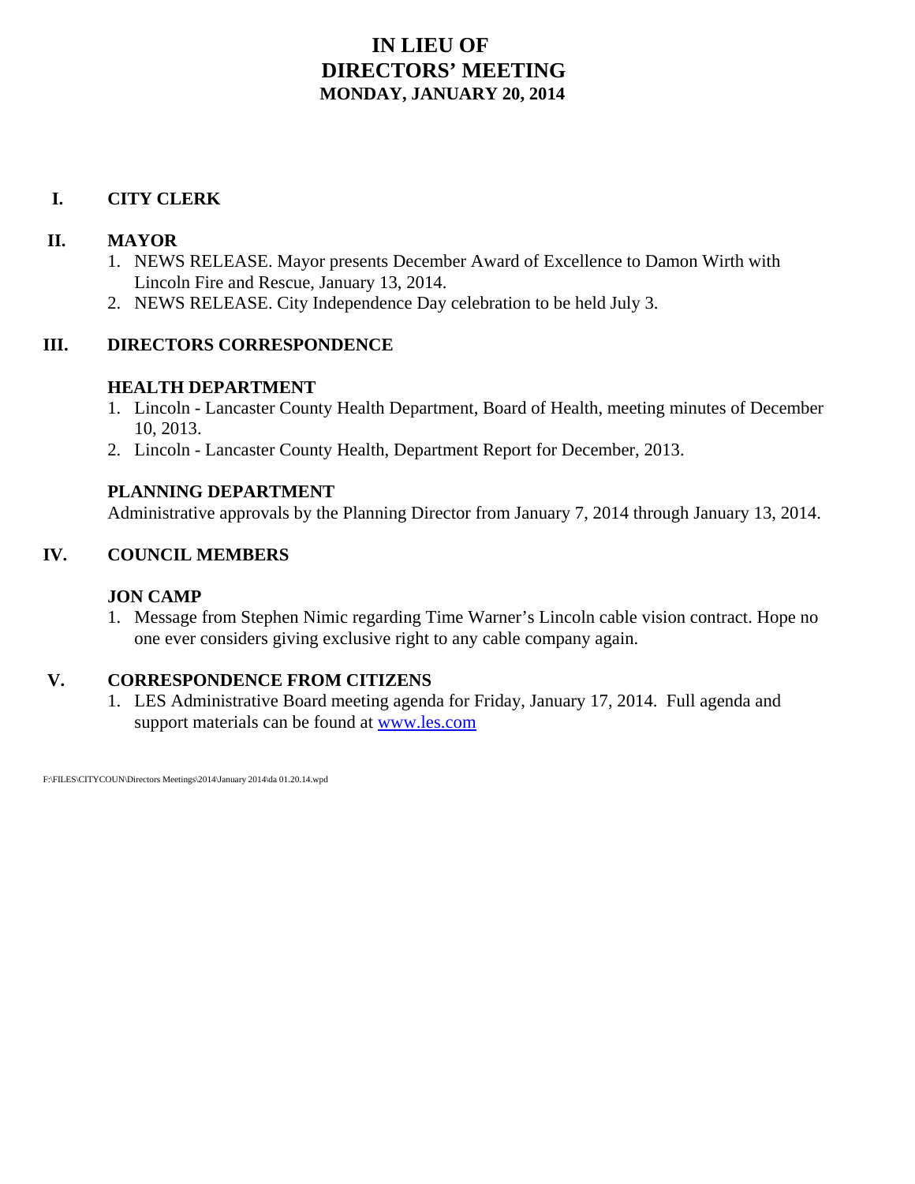# IN LIEU OF
# DIRECTORS' MEETING
## MONDAY, JANUARY 20, 2014

## I. CITY CLERK

## II. MAYOR

1. NEWS RELEASE. Mayor presents December Award of Excellence to Damon Wirth with Lincoln Fire and Rescue, January 13, 2014.
2. NEWS RELEASE. City Independence Day celebration to be held July 3.

## III. DIRECTORS CORRESPONDENCE

### HEALTH DEPARTMENT

1. Lincoln - Lancaster County Health Department, Board of Health, meeting minutes of December 10, 2013.
2. Lincoln - Lancaster County Health, Department Report for December, 2013.

### PLANNING DEPARTMENT

Administrative approvals by the Planning Director from January 7, 2014 through January 13, 2014.

## IV. COUNCIL MEMBERS

### JON CAMP

1. Message from Stephen Nimic regarding Time Warner's Lincoln cable vision contract. Hope no one ever considers giving exclusive right to any cable company again.

## V. CORRESPONDENCE FROM CITIZENS

1. LES Administrative Board meeting agenda for Friday, January 17, 2014. Full agenda and support materials can be found at www.les.com

F:\FILES\CITYCOUN\Directors Meetings\2014\January 2014\da 01.20.14.wpd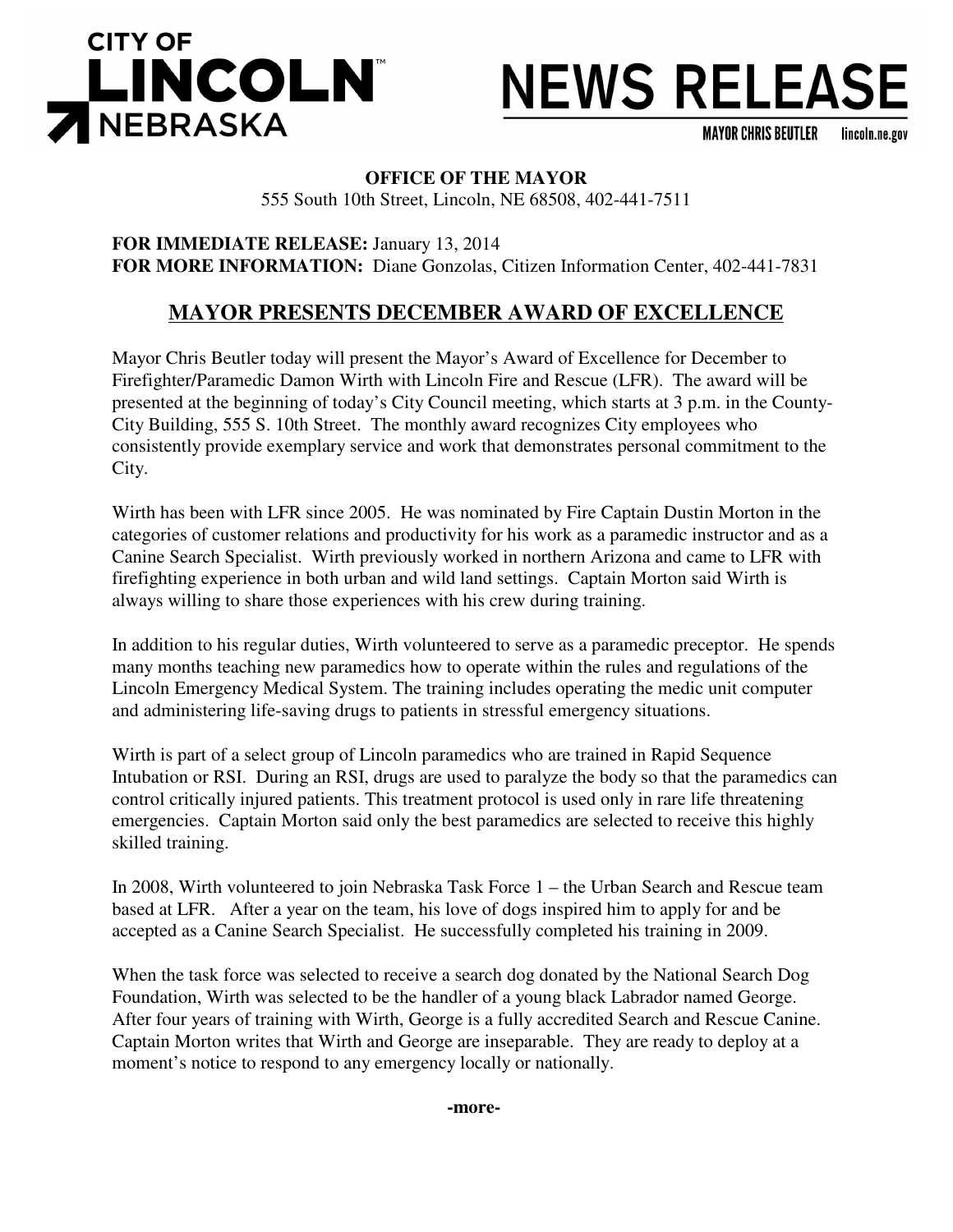**CITY OF LINCOLN NEBRASKA**

# NEWS RELEASE

**MAYOR CHRIS BEUTLER** lincoln.ne.gov

**OFFICE OF THE MAYOR**
555 South 10th Street, Lincoln, NE 68508, 402-441-7511

**FOR IMMEDIATE RELEASE:** January 13, 2014
**FOR MORE INFORMATION:** Diane Gonzolas, Citizen Information Center, 402-441-7831

## MAYOR PRESENTS DECEMBER AWARD OF EXCELLENCE

Mayor Chris Beutler today will present the Mayor's Award of Excellence for December to Firefighter/Paramedic Damon Wirth with Lincoln Fire and Rescue (LFR). The award will be presented at the beginning of today's City Council meeting, which starts at 3 p.m. in the County-City Building, 555 S. 10th Street. The monthly award recognizes City employees who consistently provide exemplary service and work that demonstrates personal commitment to the City.

Wirth has been with LFR since 2005. He was nominated by Fire Captain Dustin Morton in the categories of customer relations and productivity for his work as a paramedic instructor and as a Canine Search Specialist. Wirth previously worked in northern Arizona and came to LFR with firefighting experience in both urban and wild land settings. Captain Morton said Wirth is always willing to share those experiences with his crew during training.

In addition to his regular duties, Wirth volunteered to serve as a paramedic preceptor. He spends many months teaching new paramedics how to operate within the rules and regulations of the Lincoln Emergency Medical System. The training includes operating the medic unit computer and administering life-saving drugs to patients in stressful emergency situations.

Wirth is part of a select group of Lincoln paramedics who are trained in Rapid Sequence Intubation or RSI. During an RSI, drugs are used to paralyze the body so that the paramedics can control critically injured patients. This treatment protocol is used only in rare life threatening emergencies. Captain Morton said only the best paramedics are selected to receive this highly skilled training.

In 2008, Wirth volunteered to join Nebraska Task Force 1 – the Urban Search and Rescue team based at LFR. After a year on the team, his love of dogs inspired him to apply for and be accepted as a Canine Search Specialist. He successfully completed his training in 2009.

When the task force was selected to receive a search dog donated by the National Search Dog Foundation, Wirth was selected to be the handler of a young black Labrador named George. After four years of training with Wirth, George is a fully accredited Search and Rescue Canine. Captain Morton writes that Wirth and George are inseparable. They are ready to deploy at a moment's notice to respond to any emergency locally or nationally.

**-more-**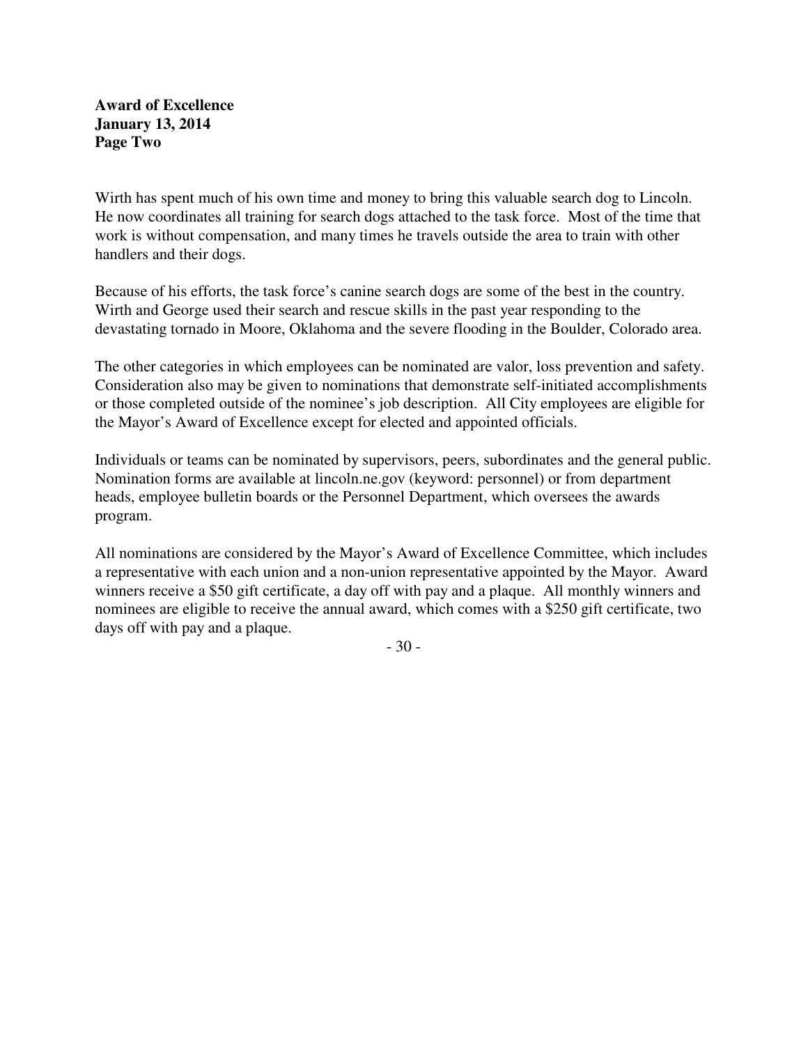**Award of Excellence**
**January 13, 2014**
**Page Two**

Wirth has spent much of his own time and money to bring this valuable search dog to Lincoln. He now coordinates all training for search dogs attached to the task force. Most of the time that work is without compensation, and many times he travels outside the area to train with other handlers and their dogs.

Because of his efforts, the task force's canine search dogs are some of the best in the country. Wirth and George used their search and rescue skills in the past year responding to the devastating tornado in Moore, Oklahoma and the severe flooding in the Boulder, Colorado area.

The other categories in which employees can be nominated are valor, loss prevention and safety. Consideration also may be given to nominations that demonstrate self-initiated accomplishments or those completed outside of the nominee's job description. All City employees are eligible for the Mayor's Award of Excellence except for elected and appointed officials.

Individuals or teams can be nominated by supervisors, peers, subordinates and the general public. Nomination forms are available at lincoln.ne.gov (keyword: personnel) or from department heads, employee bulletin boards or the Personnel Department, which oversees the awards program.

All nominations are considered by the Mayor's Award of Excellence Committee, which includes a representative with each union and a non-union representative appointed by the Mayor. Award winners receive a $50 gift certificate, a day off with pay and a plaque. All monthly winners and nominees are eligible to receive the annual award, which comes with a $250 gift certificate, two days off with pay and a plaque.

- 30 -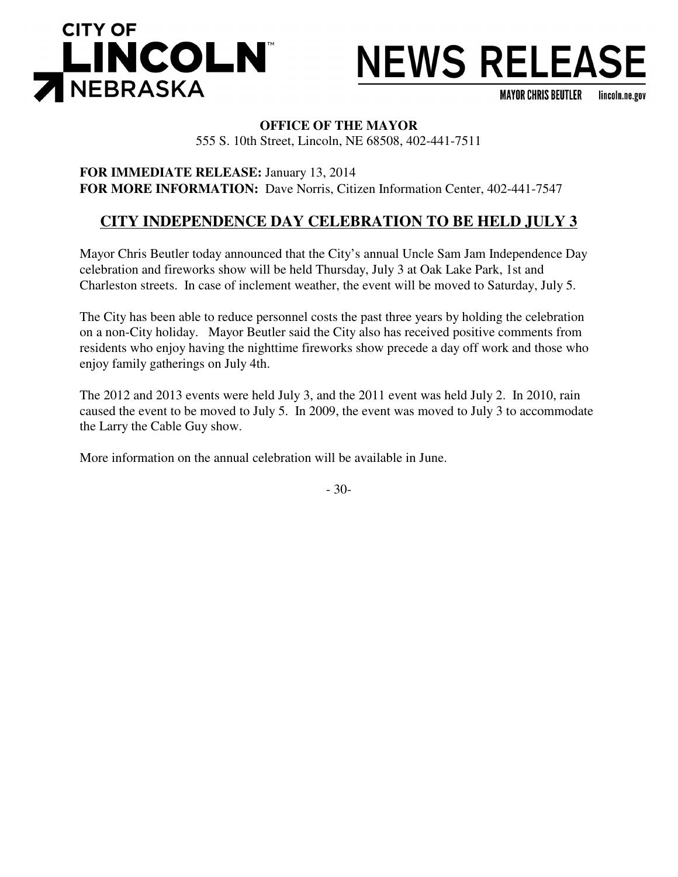**CITY OF LINCOLN NEBRASKA**

# NEWS RELEASE

MAYOR CHRIS BEUTLER lincoln.ne.gov

**OFFICE OF THE MAYOR**
555 S. 10th Street, Lincoln, NE 68508, 402-441-7511

**FOR IMMEDIATE RELEASE:** January 13, 2014
**FOR MORE INFORMATION:** Dave Norris, Citizen Information Center, 402-441-7547

## CITY INDEPENDENCE DAY CELEBRATION TO BE HELD JULY 3

Mayor Chris Beutler today announced that the City's annual Uncle Sam Jam Independence Day celebration and fireworks show will be held Thursday, July 3 at Oak Lake Park, 1st and Charleston streets. In case of inclement weather, the event will be moved to Saturday, July 5.

The City has been able to reduce personnel costs the past three years by holding the celebration on a non-City holiday. Mayor Beutler said the City also has received positive comments from residents who enjoy having the nighttime fireworks show precede a day off work and those who enjoy family gatherings on July 4th.

The 2012 and 2013 events were held July 3, and the 2011 event was held July 2. In 2010, rain caused the event to be moved to July 5. In 2009, the event was moved to July 3 to accommodate the Larry the Cable Guy show.

More information on the annual celebration will be available in June.

- 30-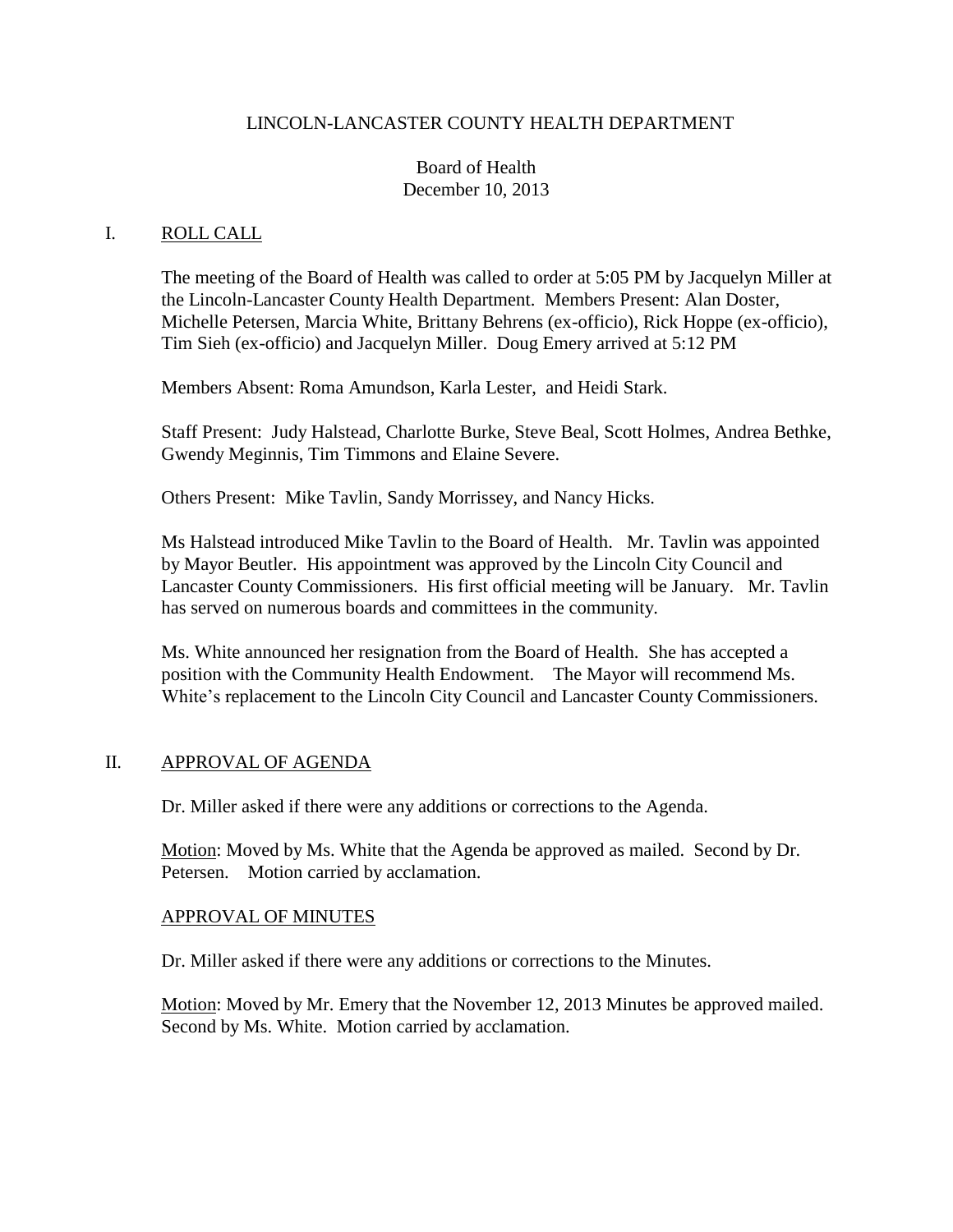LINCOLN-LANCASTER COUNTY HEALTH DEPARTMENT

Board of Health
December 10, 2013

## I. ROLL CALL

The meeting of the Board of Health was called to order at 5:05 PM by Jacquelyn Miller at the Lincoln-Lancaster County Health Department. Members Present: Alan Doster, Michelle Petersen, Marcia White, Brittany Behrens (ex-officio), Rick Hoppe (ex-officio), Tim Sieh (ex-officio) and Jacquelyn Miller. Doug Emery arrived at 5:12 PM

Members Absent: Roma Amundson, Karla Lester, and Heidi Stark.

Staff Present: Judy Halstead, Charlotte Burke, Steve Beal, Scott Holmes, Andrea Bethke, Gwendy Meginnis, Tim Timmons and Elaine Severe.

Others Present: Mike Tavlin, Sandy Morrissey, and Nancy Hicks.

Ms Halstead introduced Mike Tavlin to the Board of Health. Mr. Tavlin was appointed by Mayor Beutler. His appointment was approved by the Lincoln City Council and Lancaster County Commissioners. His first official meeting will be January. Mr. Tavlin has served on numerous boards and committees in the community.

Ms. White announced her resignation from the Board of Health. She has accepted a position with the Community Health Endowment. The Mayor will recommend Ms. White's replacement to the Lincoln City Council and Lancaster County Commissioners.

## II. APPROVAL OF AGENDA

Dr. Miller asked if there were any additions or corrections to the Agenda.

Motion: Moved by Ms. White that the Agenda be approved as mailed. Second by Dr. Petersen. Motion carried by acclamation.

### APPROVAL OF MINUTES

Dr. Miller asked if there were any additions or corrections to the Minutes.

Motion: Moved by Mr. Emery that the November 12, 2013 Minutes be approved mailed. Second by Ms. White. Motion carried by acclamation.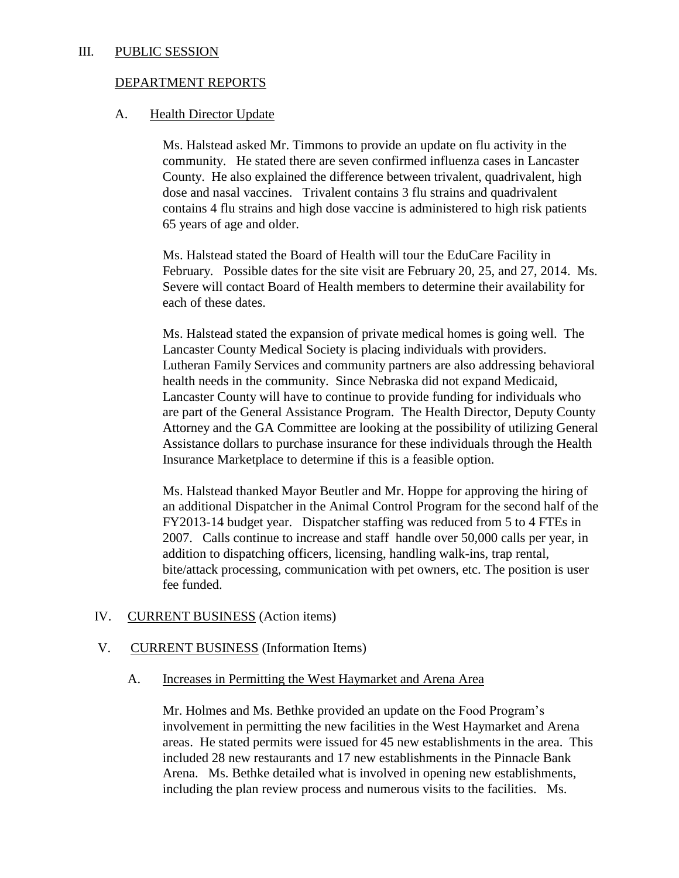## III. PUBLIC SESSION

### DEPARTMENT REPORTS

#### A. Health Director Update

Ms. Halstead asked Mr. Timmons to provide an update on flu activity in the community. He stated there are seven confirmed influenza cases in Lancaster County. He also explained the difference between trivalent, quadrivalent, high dose and nasal vaccines. Trivalent contains 3 flu strains and quadrivalent contains 4 flu strains and high dose vaccine is administered to high risk patients 65 years of age and older.

Ms. Halstead stated the Board of Health will tour the EduCare Facility in February. Possible dates for the site visit are February 20, 25, and 27, 2014. Ms. Severe will contact Board of Health members to determine their availability for each of these dates.

Ms. Halstead stated the expansion of private medical homes is going well. The Lancaster County Medical Society is placing individuals with providers. Lutheran Family Services and community partners are also addressing behavioral health needs in the community. Since Nebraska did not expand Medicaid, Lancaster County will have to continue to provide funding for individuals who are part of the General Assistance Program. The Health Director, Deputy County Attorney and the GA Committee are looking at the possibility of utilizing General Assistance dollars to purchase insurance for these individuals through the Health Insurance Marketplace to determine if this is a feasible option.

Ms. Halstead thanked Mayor Beutler and Mr. Hoppe for approving the hiring of an additional Dispatcher in the Animal Control Program for the second half of the FY2013-14 budget year. Dispatcher staffing was reduced from 5 to 4 FTEs in 2007. Calls continue to increase and staff handle over 50,000 calls per year, in addition to dispatching officers, licensing, handling walk-ins, trap rental, bite/attack processing, communication with pet owners, etc. The position is user fee funded.

## IV. CURRENT BUSINESS (Action items)

## V. CURRENT BUSINESS (Information Items)

#### A. Increases in Permitting the West Haymarket and Arena Area

Mr. Holmes and Ms. Bethke provided an update on the Food Program's involvement in permitting the new facilities in the West Haymarket and Arena areas. He stated permits were issued for 45 new establishments in the area. This included 28 new restaurants and 17 new establishments in the Pinnacle Bank Arena. Ms. Bethke detailed what is involved in opening new establishments, including the plan review process and numerous visits to the facilities. Ms.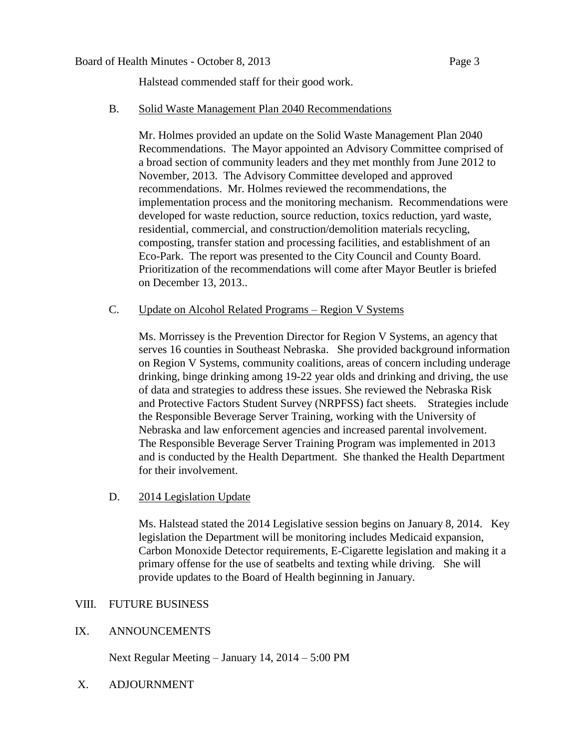Halstead commended staff for their good work.

B. Solid Waste Management Plan 2040 Recommendations

Mr. Holmes provided an update on the Solid Waste Management Plan 2040 Recommendations. The Mayor appointed an Advisory Committee comprised of a broad section of community leaders and they met monthly from June 2012 to November, 2013. The Advisory Committee developed and approved recommendations. Mr. Holmes reviewed the recommendations, the implementation process and the monitoring mechanism. Recommendations were developed for waste reduction, source reduction, toxics reduction, yard waste, residential, commercial, and construction/demolition materials recycling, composting, transfer station and processing facilities, and establishment of an Eco-Park. The report was presented to the City Council and County Board. Prioritization of the recommendations will come after Mayor Beutler is briefed on December 13, 2013..

C. Update on Alcohol Related Programs – Region V Systems

Ms. Morrissey is the Prevention Director for Region V Systems, an agency that serves 16 counties in Southeast Nebraska. She provided background information on Region V Systems, community coalitions, areas of concern including underage drinking, binge drinking among 19-22 year olds and drinking and driving, the use of data and strategies to address these issues. She reviewed the Nebraska Risk and Protective Factors Student Survey (NRPFSS) fact sheets. Strategies include the Responsible Beverage Server Training, working with the University of Nebraska and law enforcement agencies and increased parental involvement. The Responsible Beverage Server Training Program was implemented in 2013 and is conducted by the Health Department. She thanked the Health Department for their involvement.

D. 2014 Legislation Update

Ms. Halstead stated the 2014 Legislative session begins on January 8, 2014. Key legislation the Department will be monitoring includes Medicaid expansion, Carbon Monoxide Detector requirements, E-Cigarette legislation and making it a primary offense for the use of seatbelts and texting while driving. She will provide updates to the Board of Health beginning in January.

VIII. FUTURE BUSINESS

IX. ANNOUNCEMENTS

Next Regular Meeting – January 14, 2014 – 5:00 PM

X. ADJOURNMENT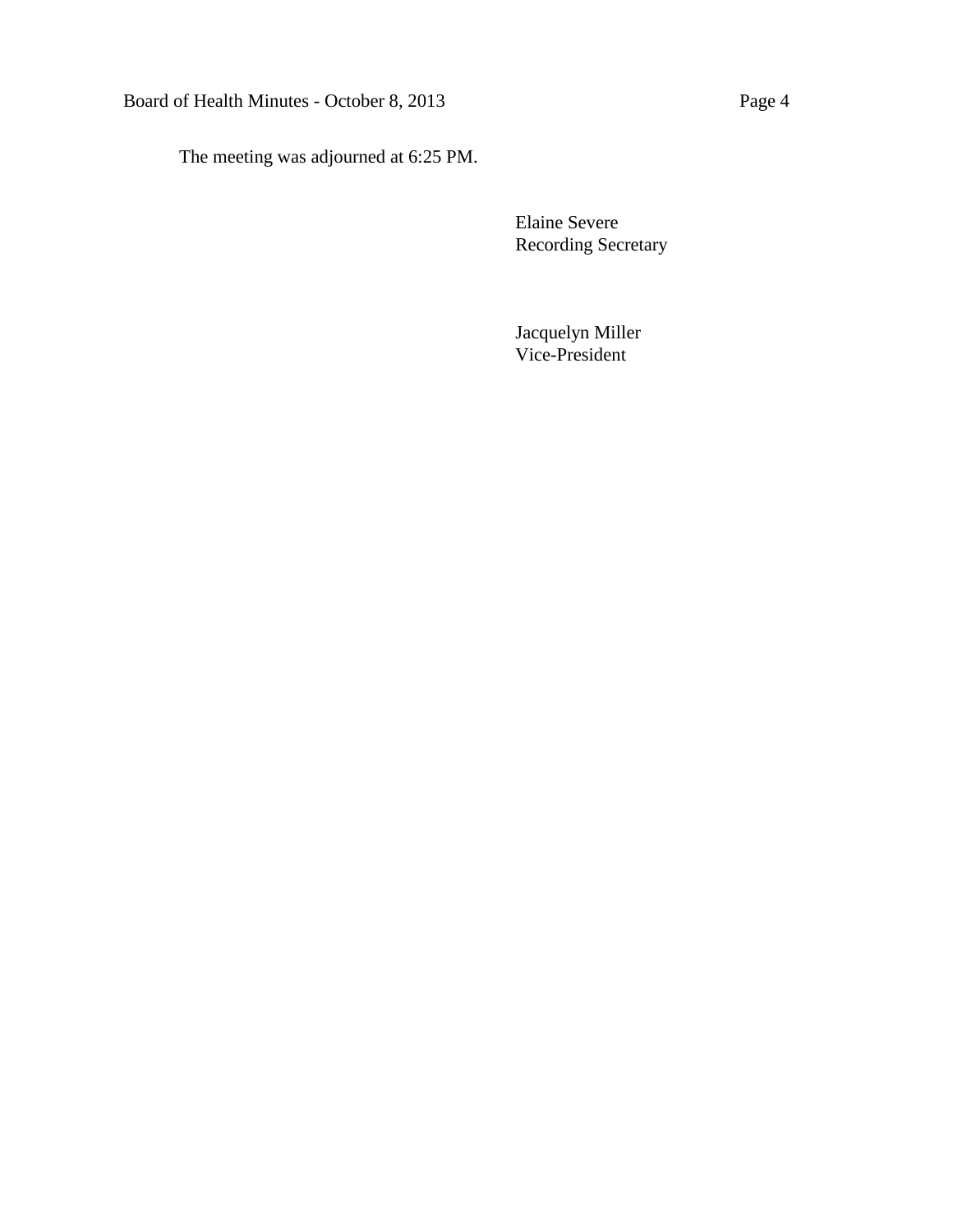The meeting was adjourned at 6:25 PM.

Elaine Severe
Recording Secretary

Jacquelyn Miller
Vice-President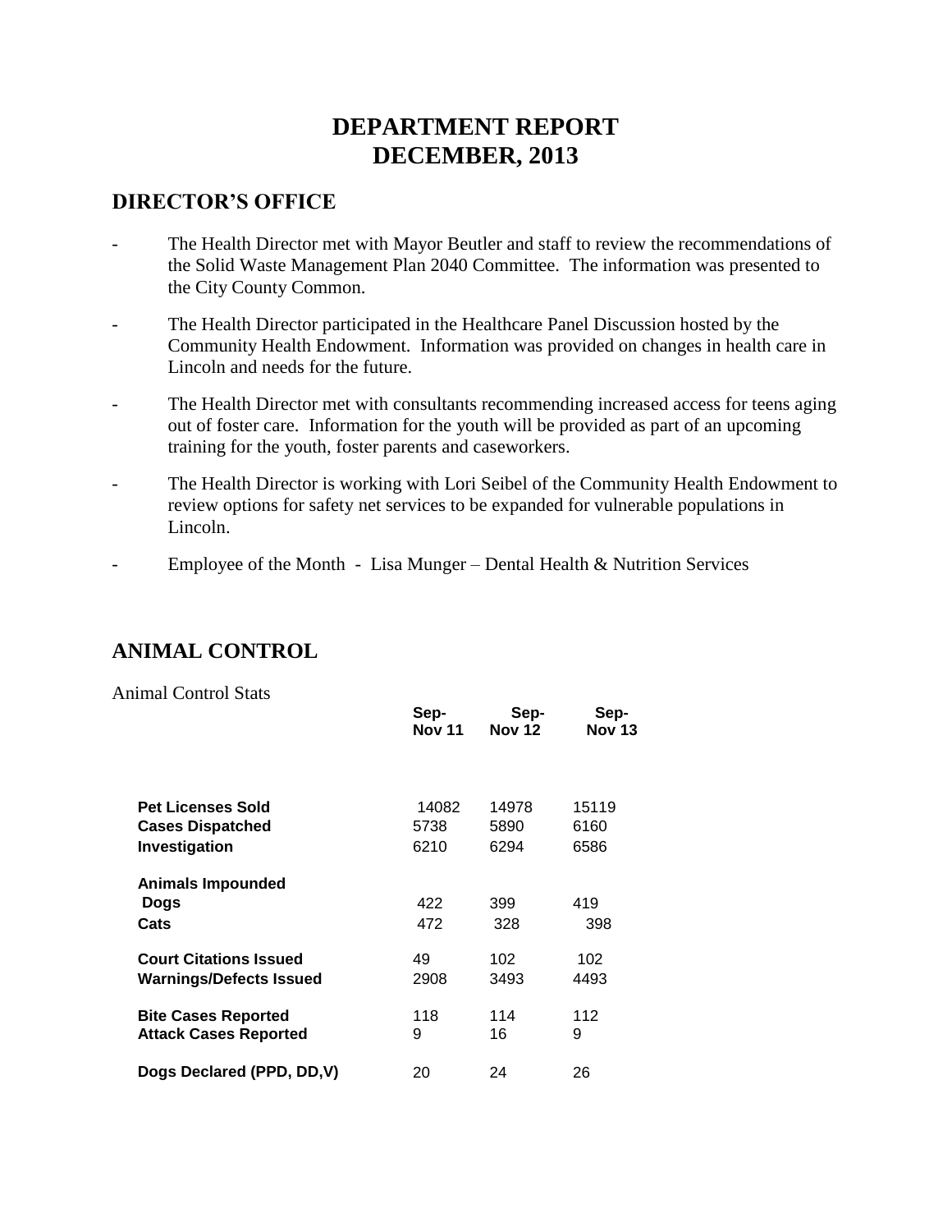# DEPARTMENT REPORT
# DECEMBER, 2013

## DIRECTOR'S OFFICE

- The Health Director met with Mayor Beutler and staff to review the recommendations of the Solid Waste Management Plan 2040 Committee. The information was presented to the City County Common.
- The Health Director participated in the Healthcare Panel Discussion hosted by the Community Health Endowment. Information was provided on changes in health care in Lincoln and needs for the future.
- The Health Director met with consultants recommending increased access for teens aging out of foster care. Information for the youth will be provided as part of an upcoming training for the youth, foster parents and caseworkers.
- The Health Director is working with Lori Seibel of the Community Health Endowment to review options for safety net services to be expanded for vulnerable populations in Lincoln.
- Employee of the Month - Lisa Munger – Dental Health & Nutrition Services

## ANIMAL CONTROL

Animal Control Stats

| | Sep-Nov 11 | Sep-Nov 12 | Sep-Nov 13 |
|---|---|---|---|
| **Pet Licenses Sold** | 14082 | 14978 | 15119 |
| **Cases Dispatched** | 5738 | 5890 | 6160 |
| **Investigation** | 6210 | 6294 | 6586 |
| **Animals Impounded** | | | |
| **Dogs** | 422 | 399 | 419 |
| **Cats** | 472 | 328 | 398 |
| **Court Citations Issued** | 49 | 102 | 102 |
| **Warnings/Defects Issued** | 2908 | 3493 | 4493 |
| **Bite Cases Reported** | 118 | 114 | 112 |
| **Attack Cases Reported** | 9 | 16 | 9 |
| **Dogs Declared (PPD, DD,V)** | 20 | 24 | 26 |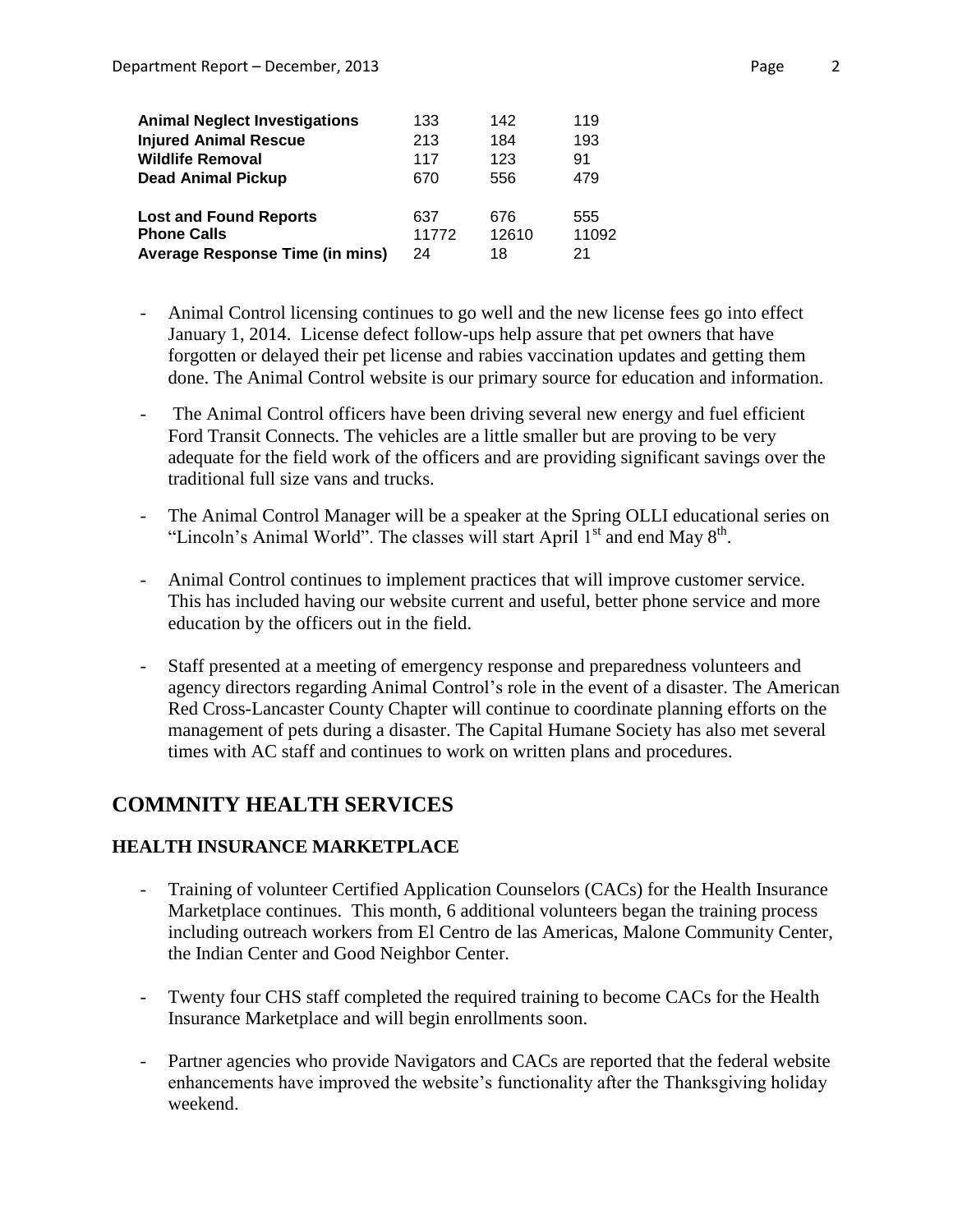| | | | |
|---|---|---|---|
| **Animal Neglect Investigations** | 133 | 142 | 119 |
| **Injured Animal Rescue** | 213 | 184 | 193 |
| **Wildlife Removal** | 117 | 123 | 91 |
| **Dead Animal Pickup** | 670 | 556 | 479 |
| **Lost and Found Reports** | 637 | 676 | 555 |
| **Phone Calls** | 11772 | 12610 | 11092 |
| **Average Response Time (in mins)** | 24 | 18 | 21 |

- Animal Control licensing continues to go well and the new license fees go into effect January 1, 2014. License defect follow-ups help assure that pet owners that have forgotten or delayed their pet license and rabies vaccination updates and getting them done. The Animal Control website is our primary source for education and information.

- The Animal Control officers have been driving several new energy and fuel efficient Ford Transit Connects. The vehicles are a little smaller but are proving to be very adequate for the field work of the officers and are providing significant savings over the traditional full size vans and trucks.

- The Animal Control Manager will be a speaker at the Spring OLLI educational series on "Lincoln's Animal World". The classes will start April 1st and end May 8th.

- Animal Control continues to implement practices that will improve customer service. This has included having our website current and useful, better phone service and more education by the officers out in the field.

- Staff presented at a meeting of emergency response and preparedness volunteers and agency directors regarding Animal Control's role in the event of a disaster. The American Red Cross-Lancaster County Chapter will continue to coordinate planning efforts on the management of pets during a disaster. The Capital Humane Society has also met several times with AC staff and continues to work on written plans and procedures.

## COMMNITY HEALTH SERVICES

### HEALTH INSURANCE MARKETPLACE

- Training of volunteer Certified Application Counselors (CACs) for the Health Insurance Marketplace continues. This month, 6 additional volunteers began the training process including outreach workers from El Centro de las Americas, Malone Community Center, the Indian Center and Good Neighbor Center.

- Twenty four CHS staff completed the required training to become CACs for the Health Insurance Marketplace and will begin enrollments soon.

- Partner agencies who provide Navigators and CACs are reported that the federal website enhancements have improved the website's functionality after the Thanksgiving holiday weekend.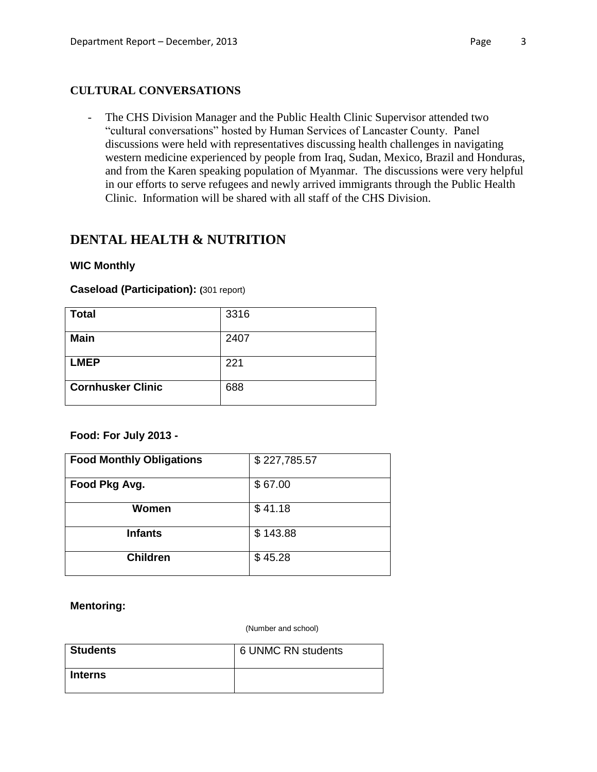### CULTURAL CONVERSATIONS

- The CHS Division Manager and the Public Health Clinic Supervisor attended two "cultural conversations" hosted by Human Services of Lancaster County. Panel discussions were held with representatives discussing health challenges in navigating western medicine experienced by people from Iraq, Sudan, Mexico, Brazil and Honduras, and from the Karen speaking population of Myanmar. The discussions were very helpful in our efforts to serve refugees and newly arrived immigrants through the Public Health Clinic. Information will be shared with all staff of the CHS Division.

## DENTAL HEALTH & NUTRITION

**WIC Monthly**

**Caseload (Participation): (**301 report)

| **Total** | 3316 |
|---|---|
| **Main** | 2407 |
| **LMEP** | 221 |
| **Cornhusker Clinic** | 688 |

**Food: For July 2013 -**

| **Food Monthly Obligations** | $ 227,785.57 |
|---|---|
| **Food Pkg Avg.** | $ 67.00 |
| **Women** | $ 41.18 |
| **Infants** | $ 143.88 |
| **Children** | $ 45.28 |

**Mentoring:**

(Number and school)

| **Students** | 6 UNMC RN students |
|---|---|
| **Interns** | |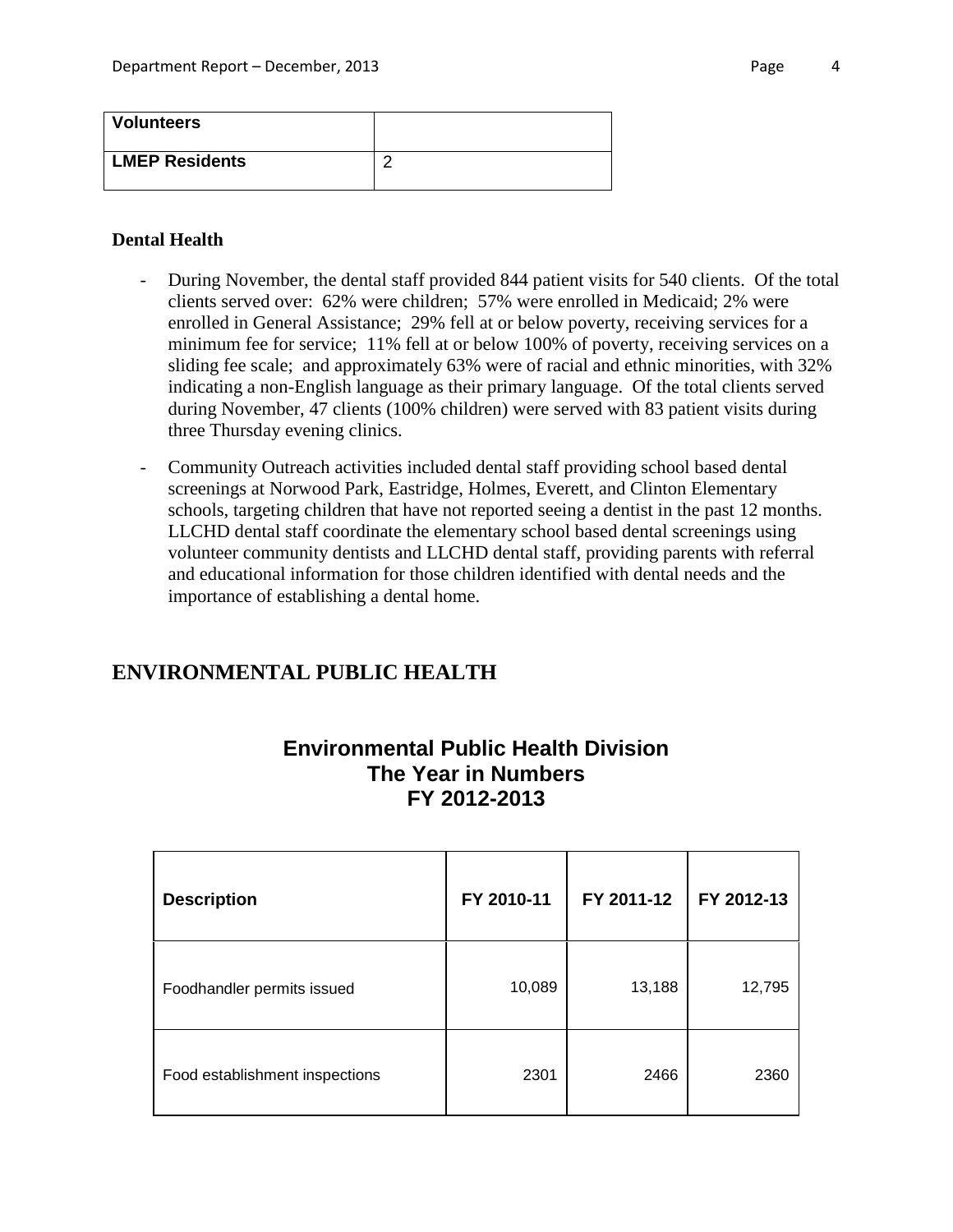| Volunteers | |
| --- | --- |
| LMEP Residents | 2 |

**Dental Health**

- During November, the dental staff provided 844 patient visits for 540 clients. Of the total clients served over: 62% were children; 57% were enrolled in Medicaid; 2% were enrolled in General Assistance; 29% fell at or below poverty, receiving services for a minimum fee for service; 11% fell at or below 100% of poverty, receiving services on a sliding fee scale; and approximately 63% were of racial and ethnic minorities, with 32% indicating a non-English language as their primary language. Of the total clients served during November, 47 clients (100% children) were served with 83 patient visits during three Thursday evening clinics.

- Community Outreach activities included dental staff providing school based dental screenings at Norwood Park, Eastridge, Holmes, Everett, and Clinton Elementary schools, targeting children that have not reported seeing a dentist in the past 12 months. LLCHD dental staff coordinate the elementary school based dental screenings using volunteer community dentists and LLCHD dental staff, providing parents with referral and educational information for those children identified with dental needs and the importance of establishing a dental home.

## ENVIRONMENTAL PUBLIC HEALTH

### Environmental Public Health Division
### The Year in Numbers
### FY 2012-2013

| Description | FY 2010-11 | FY 2011-12 | FY 2012-13 |
| --- | --- | --- | --- |
| Foodhandler permits issued | 10,089 | 13,188 | 12,795 |
| Food establishment inspections | 2301 | 2466 | 2360 |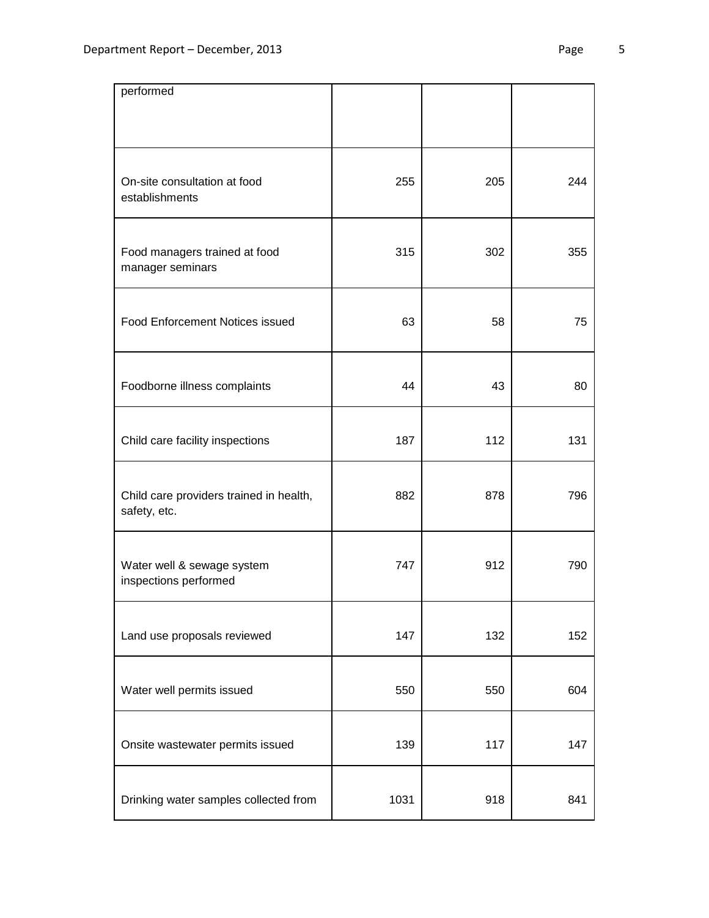| performed | | | |
|---|---|---|---|
| On-site consultation at food establishments | 255 | 205 | 244 |
| Food managers trained at food manager seminars | 315 | 302 | 355 |
| Food Enforcement Notices issued | 63 | 58 | 75 |
| Foodborne illness complaints | 44 | 43 | 80 |
| Child care facility inspections | 187 | 112 | 131 |
| Child care providers trained in health, safety, etc. | 882 | 878 | 796 |
| Water well & sewage system inspections performed | 747 | 912 | 790 |
| Land use proposals reviewed | 147 | 132 | 152 |
| Water well permits issued | 550 | 550 | 604 |
| Onsite wastewater permits issued | 139 | 117 | 147 |
| Drinking water samples collected from | 1031 | 918 | 841 |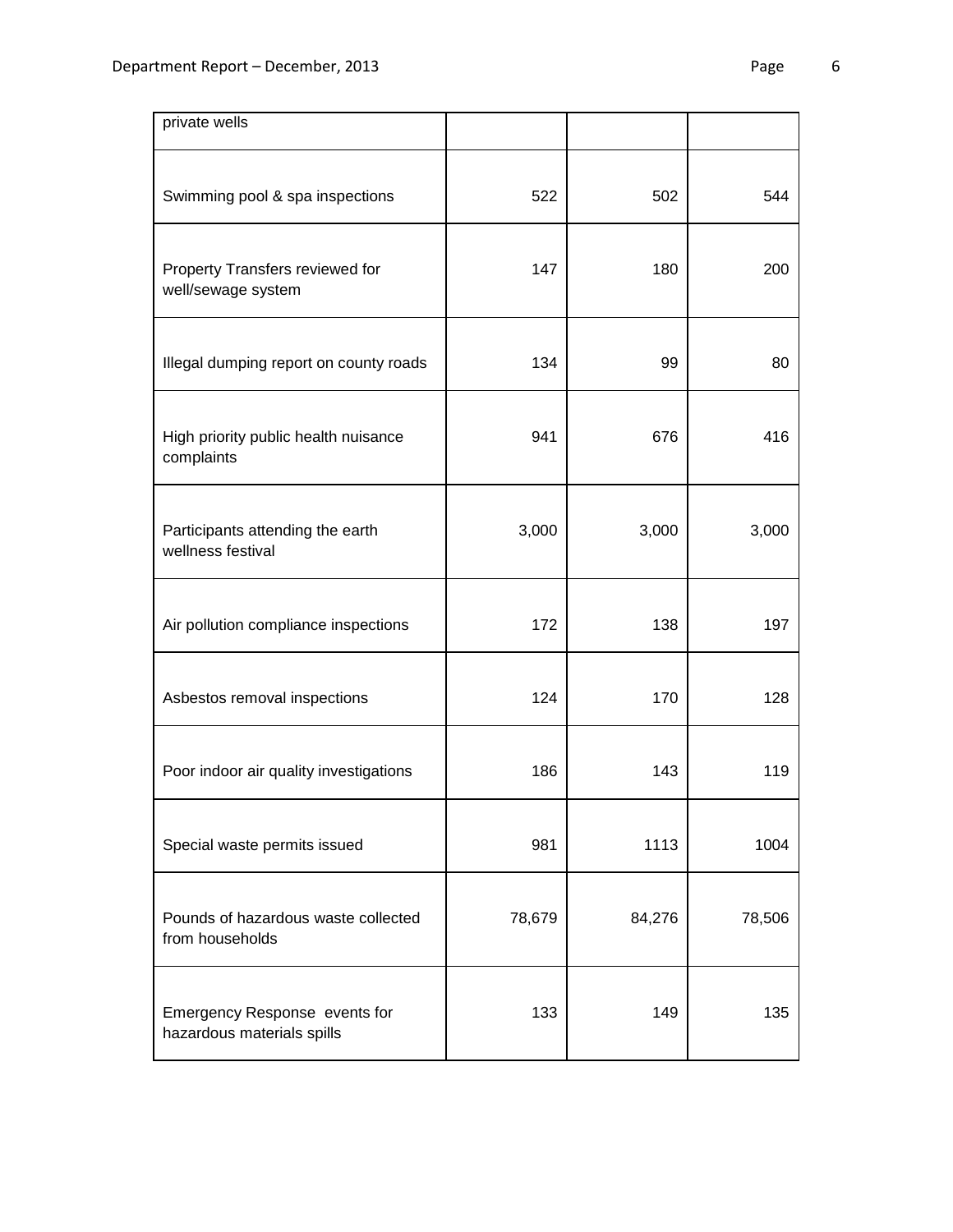| | | | |
|---|---|---|---|
| private wells | | | |
| Swimming pool & spa inspections | 522 | 502 | 544 |
| Property Transfers reviewed for well/sewage system | 147 | 180 | 200 |
| Illegal dumping report on county roads | 134 | 99 | 80 |
| High priority public health nuisance complaints | 941 | 676 | 416 |
| Participants attending the earth wellness festival | 3,000 | 3,000 | 3,000 |
| Air pollution compliance inspections | 172 | 138 | 197 |
| Asbestos removal inspections | 124 | 170 | 128 |
| Poor indoor air quality investigations | 186 | 143 | 119 |
| Special waste permits issued | 981 | 1113 | 1004 |
| Pounds of hazardous waste collected from households | 78,679 | 84,276 | 78,506 |
| Emergency Response events for hazardous materials spills | 133 | 149 | 135 |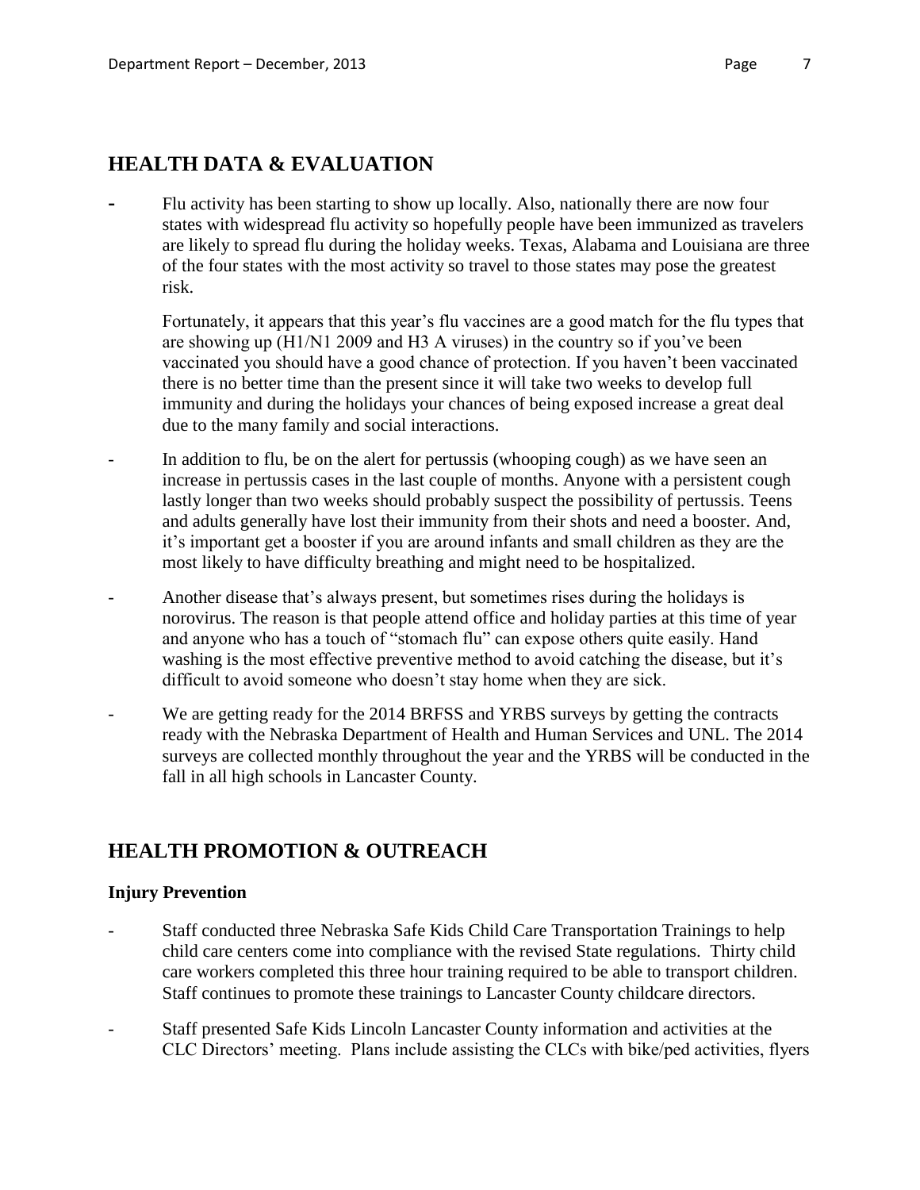## HEALTH DATA & EVALUATION

- Flu activity has been starting to show up locally. Also, nationally there are now four states with widespread flu activity so hopefully people have been immunized as travelers are likely to spread flu during the holiday weeks. Texas, Alabama and Louisiana are three of the four states with the most activity so travel to those states may pose the greatest risk.

  Fortunately, it appears that this year's flu vaccines are a good match for the flu types that are showing up (H1/N1 2009 and H3 A viruses) in the country so if you've been vaccinated you should have a good chance of protection. If you haven't been vaccinated there is no better time than the present since it will take two weeks to develop full immunity and during the holidays your chances of being exposed increase a great deal due to the many family and social interactions.

- In addition to flu, be on the alert for pertussis (whooping cough) as we have seen an increase in pertussis cases in the last couple of months. Anyone with a persistent cough lastly longer than two weeks should probably suspect the possibility of pertussis. Teens and adults generally have lost their immunity from their shots and need a booster. And, it's important get a booster if you are around infants and small children as they are the most likely to have difficulty breathing and might need to be hospitalized.

- Another disease that's always present, but sometimes rises during the holidays is norovirus. The reason is that people attend office and holiday parties at this time of year and anyone who has a touch of "stomach flu" can expose others quite easily. Hand washing is the most effective preventive method to avoid catching the disease, but it's difficult to avoid someone who doesn't stay home when they are sick.

- We are getting ready for the 2014 BRFSS and YRBS surveys by getting the contracts ready with the Nebraska Department of Health and Human Services and UNL. The 2014 surveys are collected monthly throughout the year and the YRBS will be conducted in the fall in all high schools in Lancaster County.

## HEALTH PROMOTION & OUTREACH

### Injury Prevention

- Staff conducted three Nebraska Safe Kids Child Care Transportation Trainings to help child care centers come into compliance with the revised State regulations. Thirty child care workers completed this three hour training required to be able to transport children. Staff continues to promote these trainings to Lancaster County childcare directors.

- Staff presented Safe Kids Lincoln Lancaster County information and activities at the CLC Directors' meeting. Plans include assisting the CLCs with bike/ped activities, flyers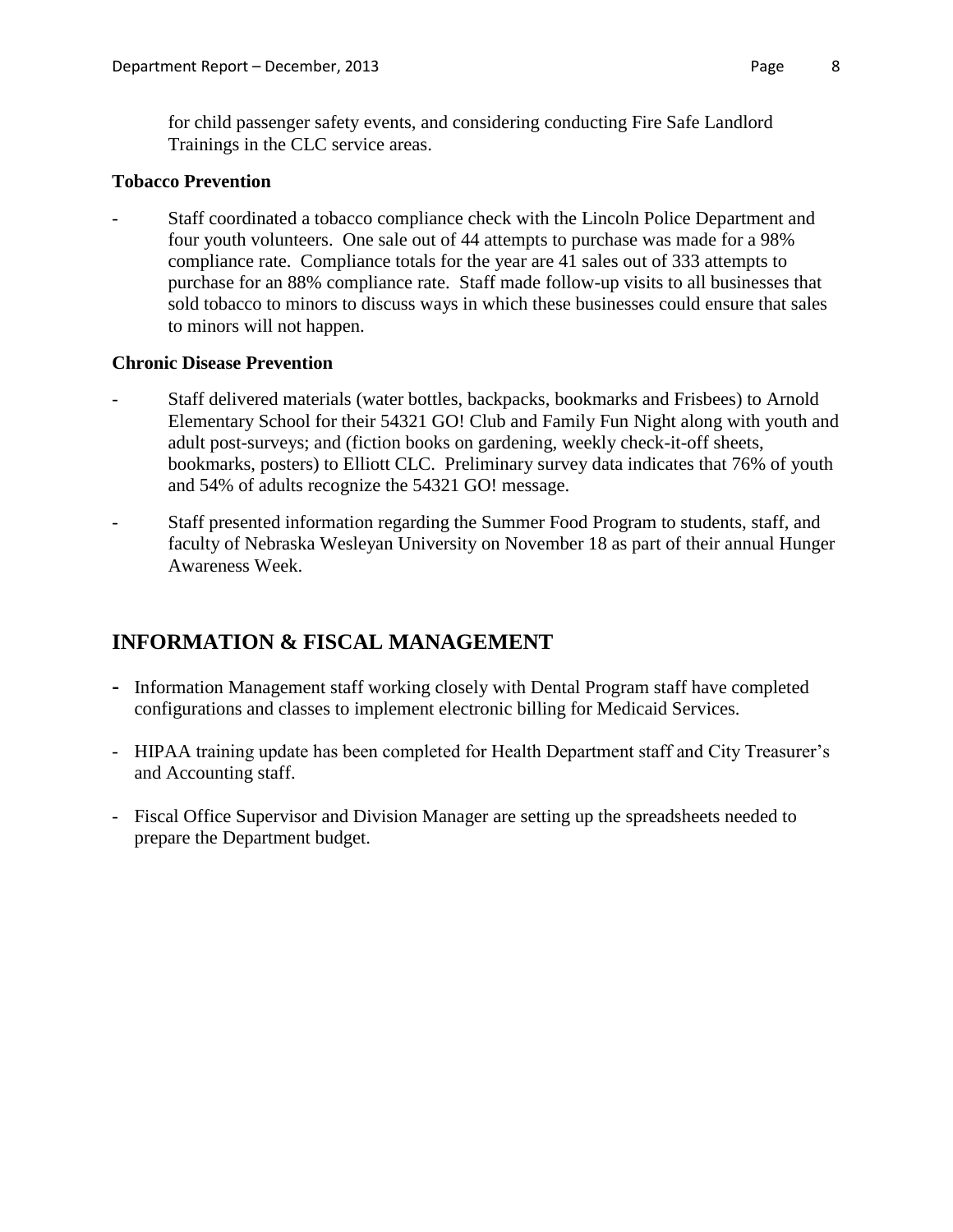for child passenger safety events, and considering conducting Fire Safe Landlord Trainings in the CLC service areas.

**Tobacco Prevention**

- Staff coordinated a tobacco compliance check with the Lincoln Police Department and four youth volunteers. One sale out of 44 attempts to purchase was made for a 98% compliance rate. Compliance totals for the year are 41 sales out of 333 attempts to purchase for an 88% compliance rate. Staff made follow-up visits to all businesses that sold tobacco to minors to discuss ways in which these businesses could ensure that sales to minors will not happen.

**Chronic Disease Prevention**

- Staff delivered materials (water bottles, backpacks, bookmarks and Frisbees) to Arnold Elementary School for their 54321 GO! Club and Family Fun Night along with youth and adult post-surveys; and (fiction books on gardening, weekly check-it-off sheets, bookmarks, posters) to Elliott CLC. Preliminary survey data indicates that 76% of youth and 54% of adults recognize the 54321 GO! message.
- Staff presented information regarding the Summer Food Program to students, staff, and faculty of Nebraska Wesleyan University on November 18 as part of their annual Hunger Awareness Week.

## INFORMATION & FISCAL MANAGEMENT

- Information Management staff working closely with Dental Program staff have completed configurations and classes to implement electronic billing for Medicaid Services.
- HIPAA training update has been completed for Health Department staff and City Treasurer's and Accounting staff.
- Fiscal Office Supervisor and Division Manager are setting up the spreadsheets needed to prepare the Department budget.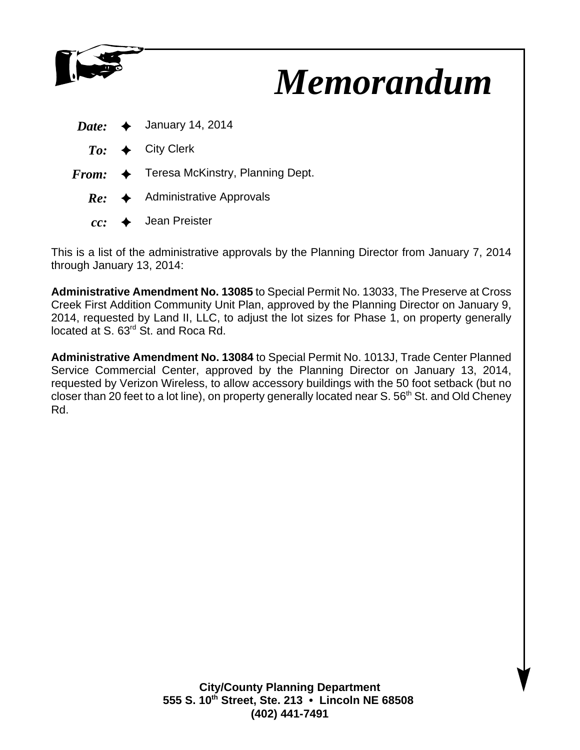# *Memorandum*

***Date:*** ✦ January 14, 2014

***To:*** ✦ City Clerk

***From:*** ✦ Teresa McKinstry, Planning Dept.

***Re:*** ✦ Administrative Approvals

***cc:*** ✦ Jean Preister

This is a list of the administrative approvals by the Planning Director from January 7, 2014 through January 13, 2014:

**Administrative Amendment No. 13085** to Special Permit No. 13033, The Preserve at Cross Creek First Addition Community Unit Plan, approved by the Planning Director on January 9, 2014, requested by Land II, LLC, to adjust the lot sizes for Phase 1, on property generally located at S. 63rd St. and Roca Rd.

**Administrative Amendment No. 13084** to Special Permit No. 1013J, Trade Center Planned Service Commercial Center, approved by the Planning Director on January 13, 2014, requested by Verizon Wireless, to allow accessory buildings with the 50 foot setback (but no closer than 20 feet to a lot line), on property generally located near S. 56th St. and Old Cheney Rd.

**City/County Planning Department**
**555 S. 10th Street, Ste. 213 • Lincoln NE 68508**
**(402) 441-7491**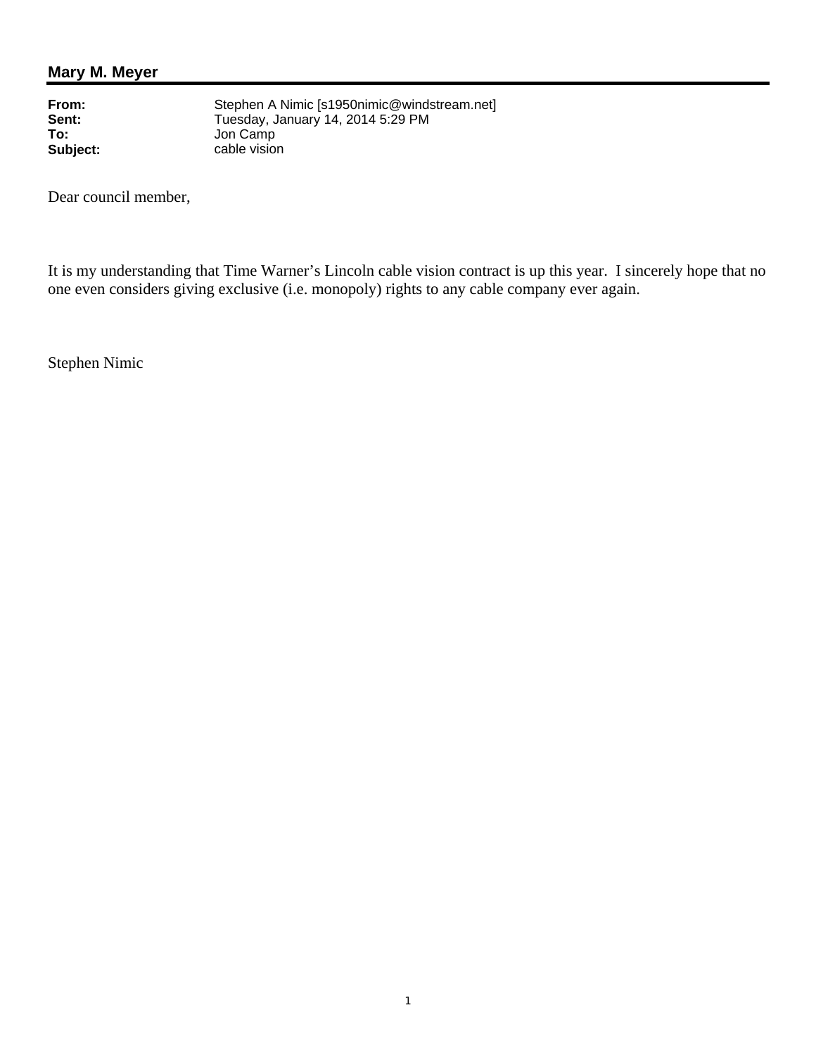## Mary M. Meyer

**From:** Stephen A Nimic [s1950nimic@windstream.net]
**Sent:** Tuesday, January 14, 2014 5:29 PM
**To:** Jon Camp
**Subject:** cable vision

Dear council member,

It is my understanding that Time Warner's Lincoln cable vision contract is up this year. I sincerely hope that no one even considers giving exclusive (i.e. monopoly) rights to any cable company ever again.

Stephen Nimic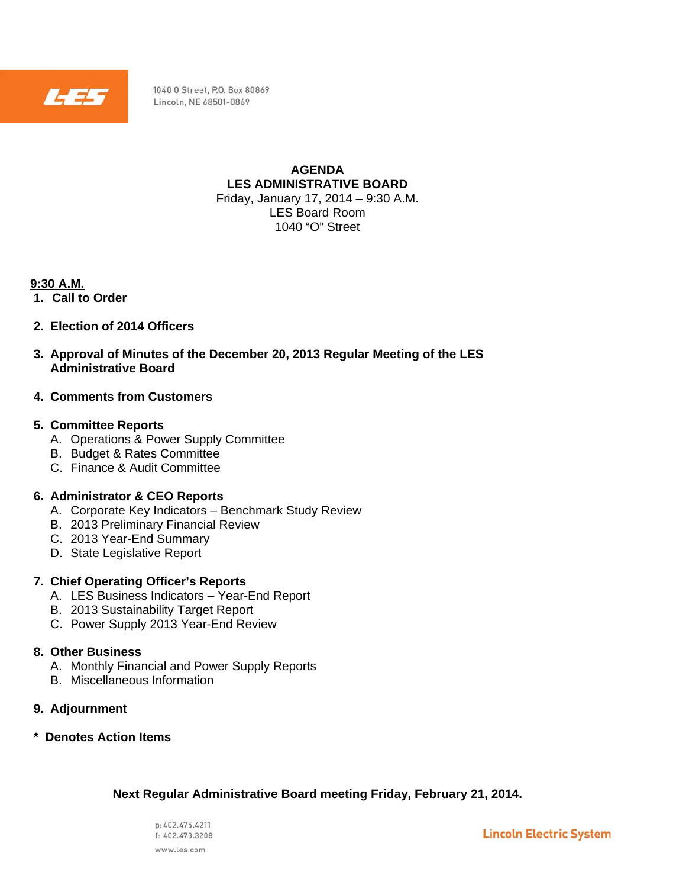1040 O Street, P.O. Box 80869
Lincoln, NE 68501-0869

# AGENDA
## LES ADMINISTRATIVE BOARD

Friday, January 17, 2014 – 9:30 A.M.
LES Board Room
1040 “O” Street

**9:30 A.M.**

1. **Call to Order**

2. **Election of 2014 Officers**

3. **Approval of Minutes of the December 20, 2013 Regular Meeting of the LES Administrative Board**

4. **Comments from Customers**

5. **Committee Reports**
   - A. Operations & Power Supply Committee
   - B. Budget & Rates Committee
   - C. Finance & Audit Committee

6. **Administrator & CEO Reports**
   - A. Corporate Key Indicators – Benchmark Study Review
   - B. 2013 Preliminary Financial Review
   - C. 2013 Year-End Summary
   - D. State Legislative Report

7. **Chief Operating Officer’s Reports**
   - A. LES Business Indicators – Year-End Report
   - B. 2013 Sustainability Target Report
   - C. Power Supply 2013 Year-End Review

8. **Other Business**
   - A. Monthly Financial and Power Supply Reports
   - B. Miscellaneous Information

9. **Adjournment**

**\* Denotes Action Items**

**Next Regular Administrative Board meeting Friday, February 21, 2014.**

p: 402.475.4211
f: 402.473.3208
www.les.com

Lincoln Electric System